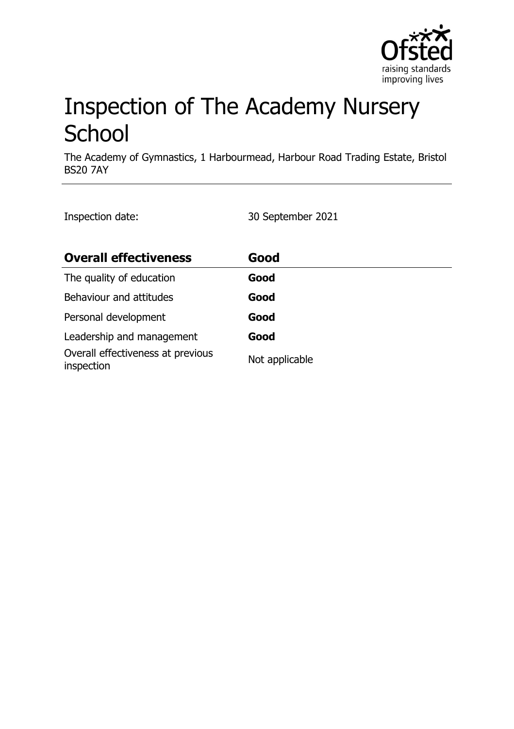# Inspection of The Academy Nursery School

The Academy of Gymnastics, 1 Harbourmead, Harbour Road Trading Estate, Bristol BS20 7AY

Inspection date: 30 September 2021

| **Overall effectiveness** | **Good** |
| --- | --- |
| The quality of education | **Good** |
| Behaviour and attitudes | **Good** |
| Personal development | **Good** |
| Leadership and management | **Good** |
| Overall effectiveness at previous inspection | Not applicable |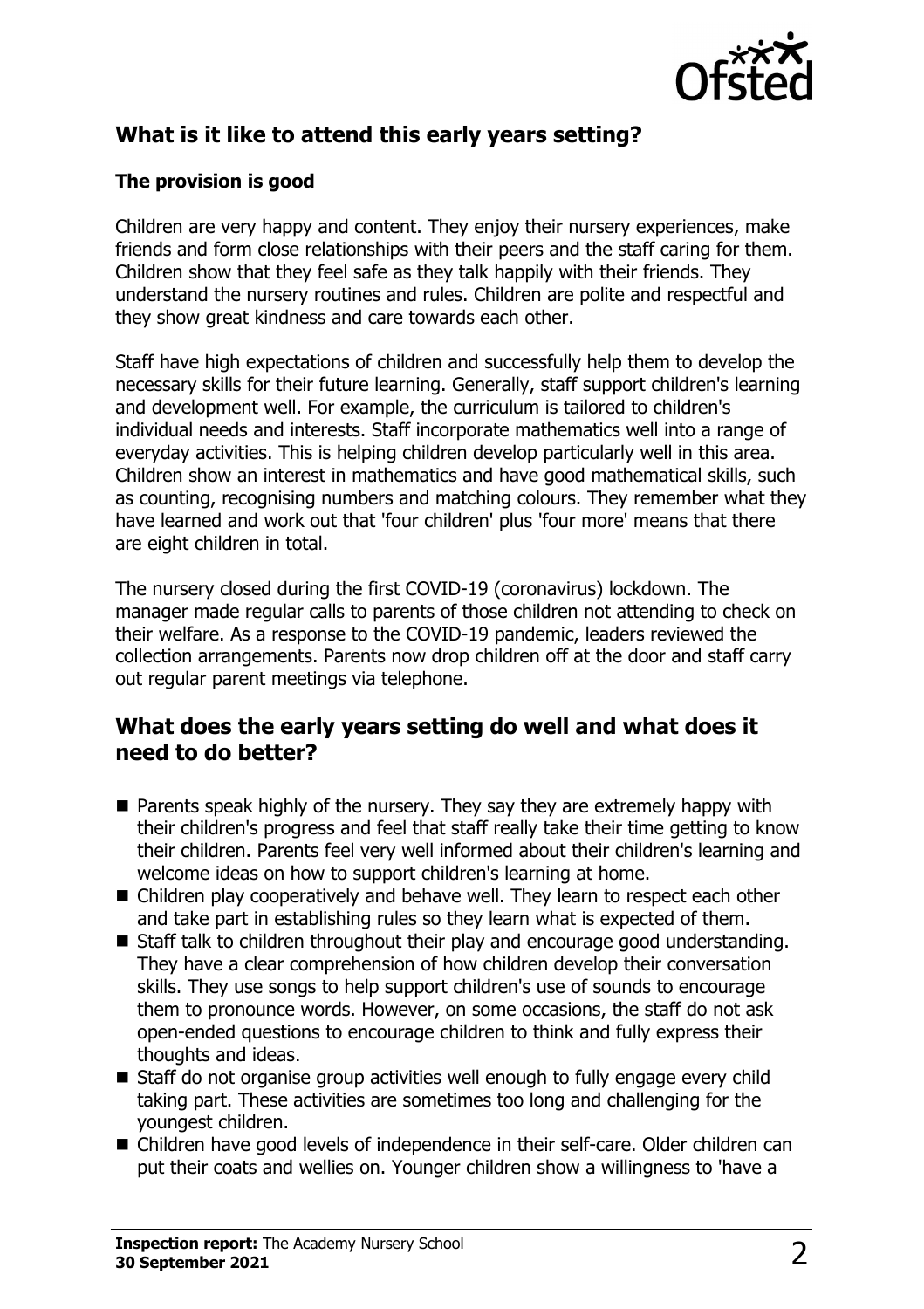## What is it like to attend this early years setting?

### The provision is good

Children are very happy and content. They enjoy their nursery experiences, make friends and form close relationships with their peers and the staff caring for them. Children show that they feel safe as they talk happily with their friends. They understand the nursery routines and rules. Children are polite and respectful and they show great kindness and care towards each other.

Staff have high expectations of children and successfully help them to develop the necessary skills for their future learning. Generally, staff support children's learning and development well. For example, the curriculum is tailored to children's individual needs and interests. Staff incorporate mathematics well into a range of everyday activities. This is helping children develop particularly well in this area. Children show an interest in mathematics and have good mathematical skills, such as counting, recognising numbers and matching colours. They remember what they have learned and work out that 'four children' plus 'four more' means that there are eight children in total.

The nursery closed during the first COVID-19 (coronavirus) lockdown. The manager made regular calls to parents of those children not attending to check on their welfare. As a response to the COVID-19 pandemic, leaders reviewed the collection arrangements. Parents now drop children off at the door and staff carry out regular parent meetings via telephone.

## What does the early years setting do well and what does it need to do better?

- Parents speak highly of the nursery. They say they are extremely happy with their children's progress and feel that staff really take their time getting to know their children. Parents feel very well informed about their children's learning and welcome ideas on how to support children's learning at home.
- Children play cooperatively and behave well. They learn to respect each other and take part in establishing rules so they learn what is expected of them.
- Staff talk to children throughout their play and encourage good understanding. They have a clear comprehension of how children develop their conversation skills. They use songs to help support children's use of sounds to encourage them to pronounce words. However, on some occasions, the staff do not ask open-ended questions to encourage children to think and fully express their thoughts and ideas.
- Staff do not organise group activities well enough to fully engage every child taking part. These activities are sometimes too long and challenging for the youngest children.
- Children have good levels of independence in their self-care. Older children can put their coats and wellies on. Younger children show a willingness to 'have a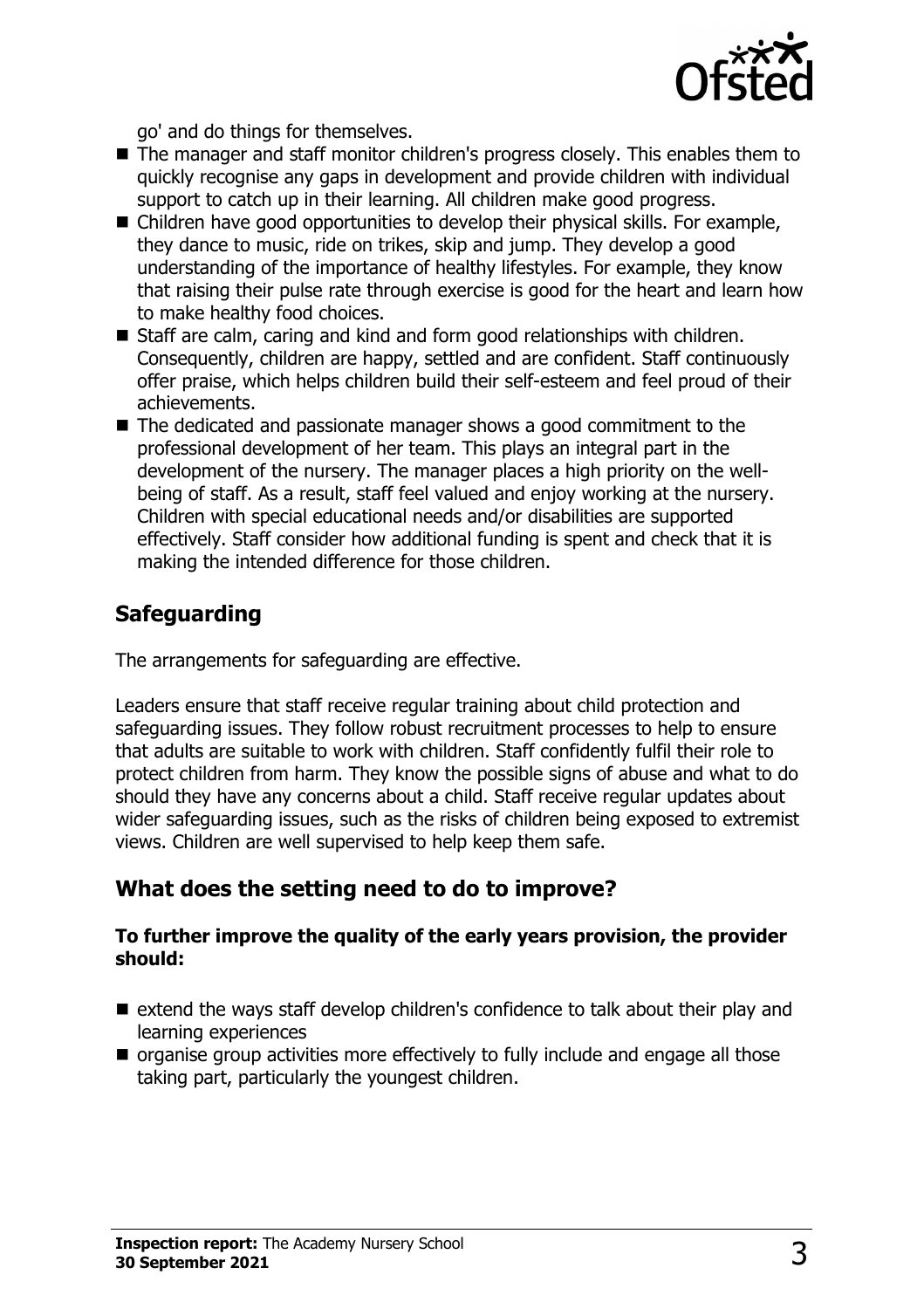go' and do things for themselves.

- The manager and staff monitor children's progress closely. This enables them to quickly recognise any gaps in development and provide children with individual support to catch up in their learning. All children make good progress.
- Children have good opportunities to develop their physical skills. For example, they dance to music, ride on trikes, skip and jump. They develop a good understanding of the importance of healthy lifestyles. For example, they know that raising their pulse rate through exercise is good for the heart and learn how to make healthy food choices.
- Staff are calm, caring and kind and form good relationships with children. Consequently, children are happy, settled and are confident. Staff continuously offer praise, which helps children build their self-esteem and feel proud of their achievements.
- The dedicated and passionate manager shows a good commitment to the professional development of her team. This plays an integral part in the development of the nursery. The manager places a high priority on the well-being of staff. As a result, staff feel valued and enjoy working at the nursery. Children with special educational needs and/or disabilities are supported effectively. Staff consider how additional funding is spent and check that it is making the intended difference for those children.

## Safeguarding

The arrangements for safeguarding are effective.

Leaders ensure that staff receive regular training about child protection and safeguarding issues. They follow robust recruitment processes to help to ensure that adults are suitable to work with children. Staff confidently fulfil their role to protect children from harm. They know the possible signs of abuse and what to do should they have any concerns about a child. Staff receive regular updates about wider safeguarding issues, such as the risks of children being exposed to extremist views. Children are well supervised to help keep them safe.

## What does the setting need to do to improve?

**To further improve the quality of the early years provision, the provider should:**

- extend the ways staff develop children's confidence to talk about their play and learning experiences
- organise group activities more effectively to fully include and engage all those taking part, particularly the youngest children.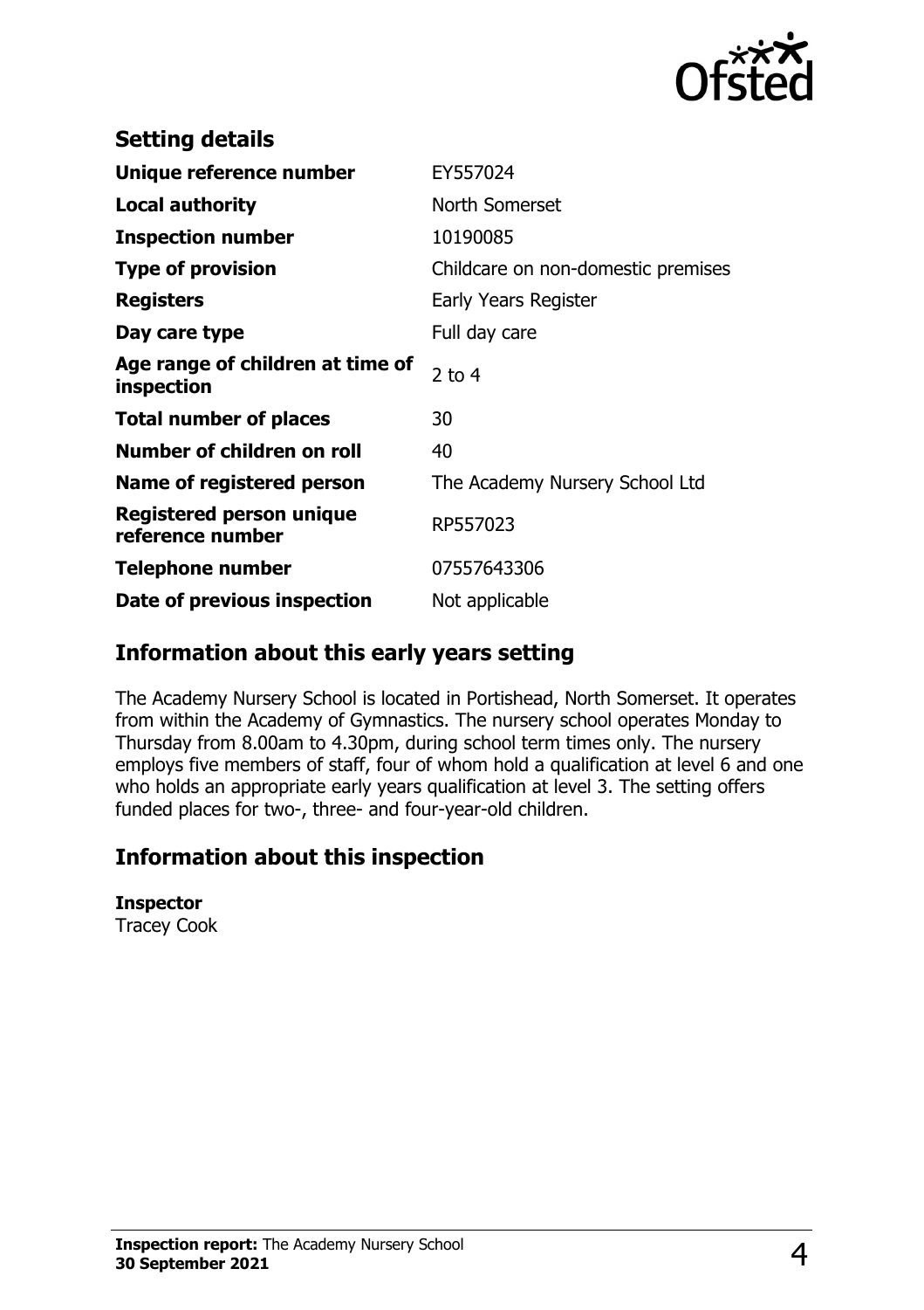## Setting details

| | |
|---|---|
| **Unique reference number** | EY557024 |
| **Local authority** | North Somerset |
| **Inspection number** | 10190085 |
| **Type of provision** | Childcare on non-domestic premises |
| **Registers** | Early Years Register |
| **Day care type** | Full day care |
| **Age range of children at time of inspection** | 2 to 4 |
| **Total number of places** | 30 |
| **Number of children on roll** | 40 |
| **Name of registered person** | The Academy Nursery School Ltd |
| **Registered person unique reference number** | RP557023 |
| **Telephone number** | 07557643306 |
| **Date of previous inspection** | Not applicable |

## Information about this early years setting

The Academy Nursery School is located in Portishead, North Somerset. It operates from within the Academy of Gymnastics. The nursery school operates Monday to Thursday from 8.00am to 4.30pm, during school term times only. The nursery employs five members of staff, four of whom hold a qualification at level 6 and one who holds an appropriate early years qualification at level 3. The setting offers funded places for two-, three- and four-year-old children.

## Information about this inspection

**Inspector**
Tracey Cook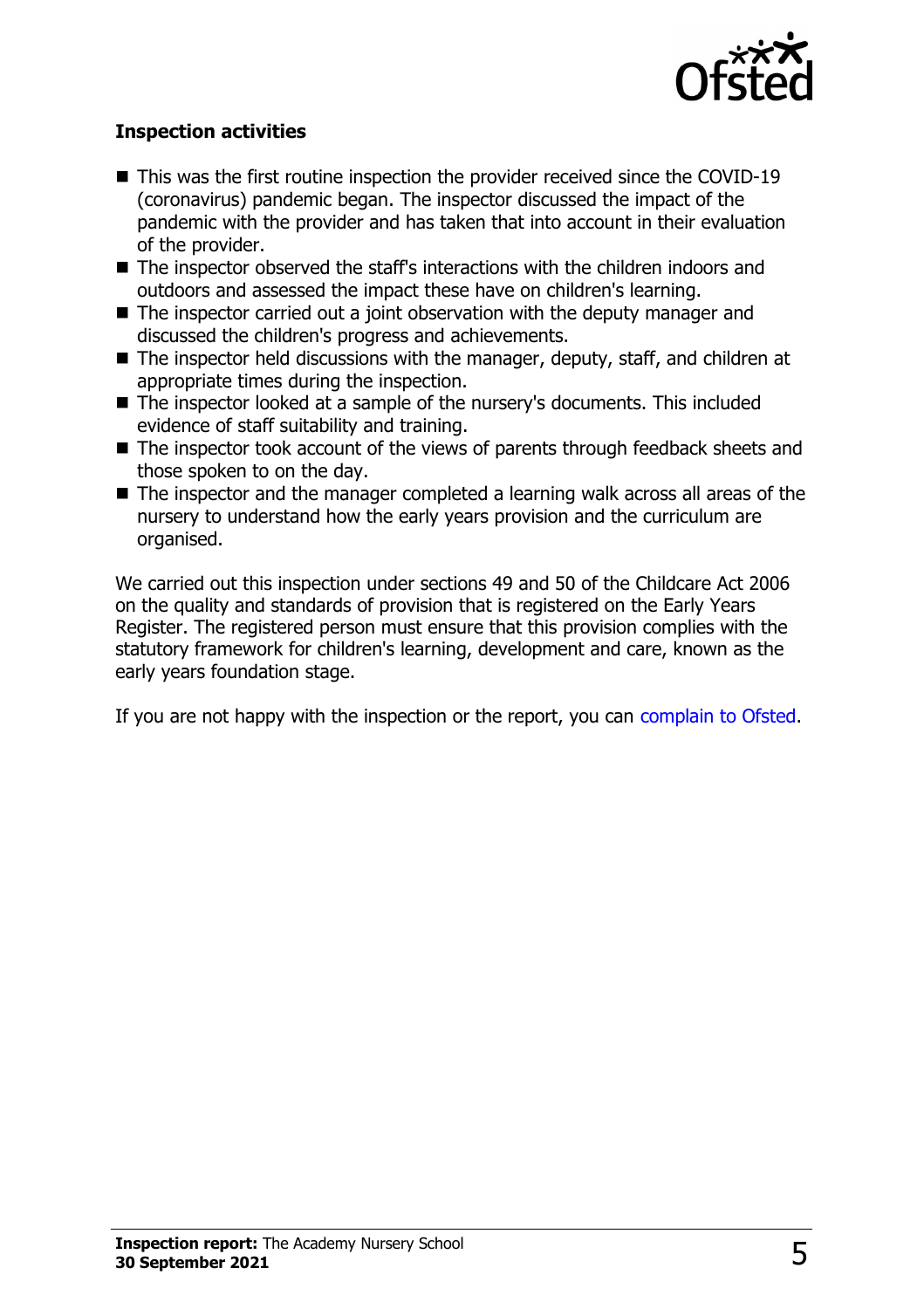### Inspection activities

- This was the first routine inspection the provider received since the COVID-19 (coronavirus) pandemic began. The inspector discussed the impact of the pandemic with the provider and has taken that into account in their evaluation of the provider.
- The inspector observed the staff's interactions with the children indoors and outdoors and assessed the impact these have on children's learning.
- The inspector carried out a joint observation with the deputy manager and discussed the children's progress and achievements.
- The inspector held discussions with the manager, deputy, staff, and children at appropriate times during the inspection.
- The inspector looked at a sample of the nursery's documents. This included evidence of staff suitability and training.
- The inspector took account of the views of parents through feedback sheets and those spoken to on the day.
- The inspector and the manager completed a learning walk across all areas of the nursery to understand how the early years provision and the curriculum are organised.

We carried out this inspection under sections 49 and 50 of the Childcare Act 2006 on the quality and standards of provision that is registered on the Early Years Register. The registered person must ensure that this provision complies with the statutory framework for children's learning, development and care, known as the early years foundation stage.

If you are not happy with the inspection or the report, you can complain to Ofsted.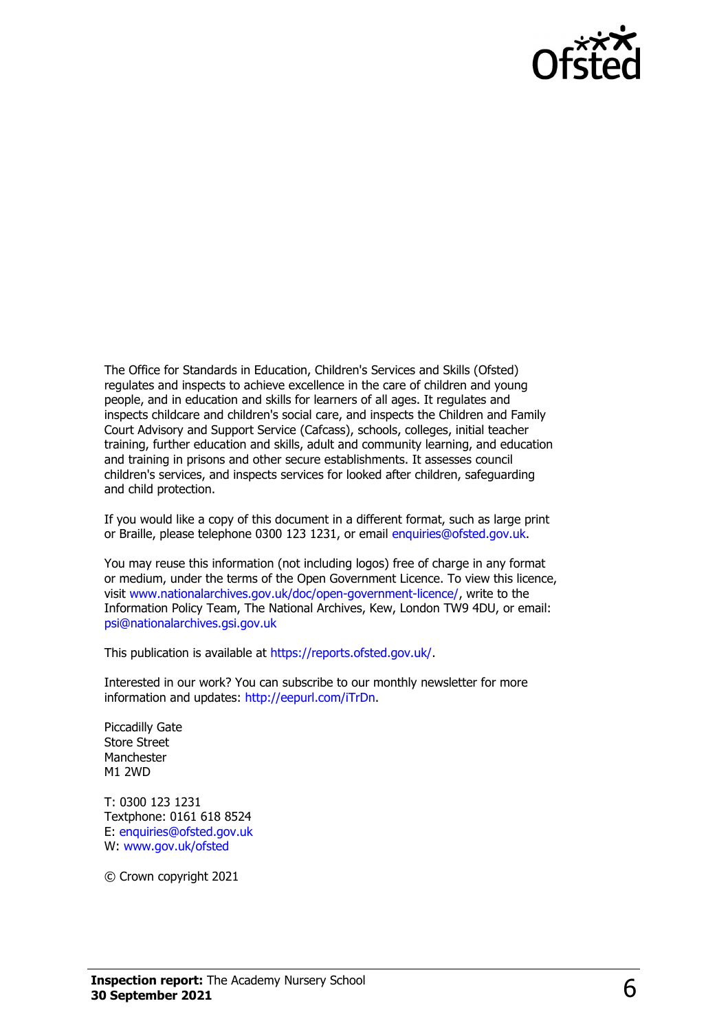The Office for Standards in Education, Children's Services and Skills (Ofsted) regulates and inspects to achieve excellence in the care of children and young people, and in education and skills for learners of all ages. It regulates and inspects childcare and children's social care, and inspects the Children and Family Court Advisory and Support Service (Cafcass), schools, colleges, initial teacher training, further education and skills, adult and community learning, and education and training in prisons and other secure establishments. It assesses council children's services, and inspects services for looked after children, safeguarding and child protection.

If you would like a copy of this document in a different format, such as large print or Braille, please telephone 0300 123 1231, or email enquiries@ofsted.gov.uk.

You may reuse this information (not including logos) free of charge in any format or medium, under the terms of the Open Government Licence. To view this licence, visit www.nationalarchives.gov.uk/doc/open-government-licence/, write to the Information Policy Team, The National Archives, Kew, London TW9 4DU, or email: psi@nationalarchives.gsi.gov.uk

This publication is available at https://reports.ofsted.gov.uk/.

Interested in our work? You can subscribe to our monthly newsletter for more information and updates: http://eepurl.com/iTrDn.

Piccadilly Gate
Store Street
Manchester
M1 2WD

T: 0300 123 1231
Textphone: 0161 618 8524
E: enquiries@ofsted.gov.uk
W: www.gov.uk/ofsted

© Crown copyright 2021